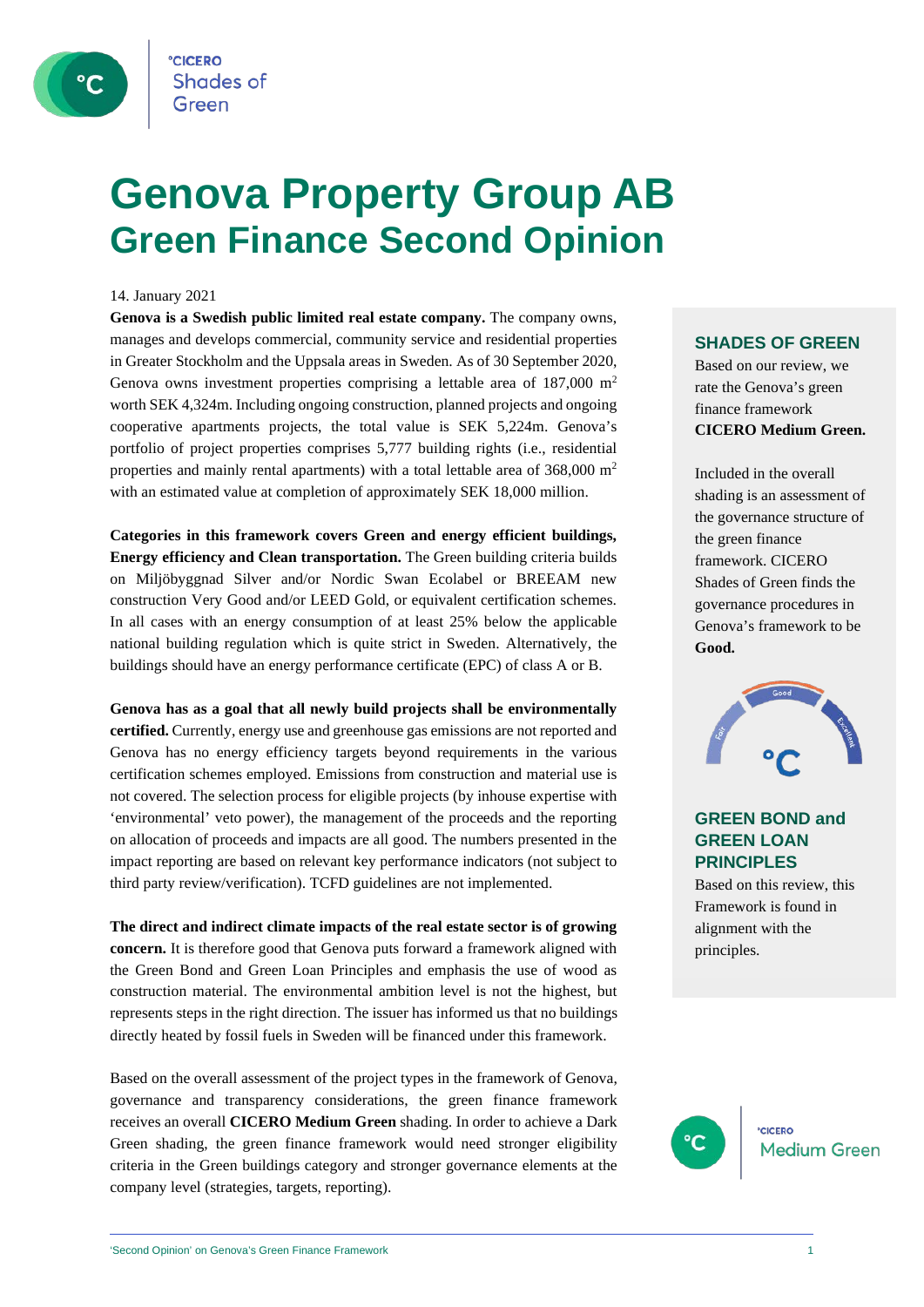# Genova Property Group AB
## Green Finance Second Opinion

14. January 2021

**Genova is a Swedish public limited real estate company.** The company owns, manages and develops commercial, community service and residential properties in Greater Stockholm and the Uppsala areas in Sweden. As of 30 September 2020, Genova owns investment properties comprising a lettable area of 187,000 $m^2$ worth SEK 4,324m. Including ongoing construction, planned projects and ongoing cooperative apartments projects, the total value is SEK 5,224m. Genova's portfolio of project properties comprises 5,777 building rights (i.e., residential properties and mainly rental apartments) with a total lettable area of 368,000 $m^2$ with an estimated value at completion of approximately SEK 18,000 million.

**Categories in this framework covers Green and energy efficient buildings, Energy efficiency and Clean transportation.** The Green building criteria builds on Miljöbyggnad Silver and/or Nordic Swan Ecolabel or BREEAM new construction Very Good and/or LEED Gold, or equivalent certification schemes. In all cases with an energy consumption of at least 25% below the applicable national building regulation which is quite strict in Sweden. Alternatively, the buildings should have an energy performance certificate (EPC) of class A or B.

**Genova has as a goal that all newly build projects shall be environmentally certified.** Currently, energy use and greenhouse gas emissions are not reported and Genova has no energy efficiency targets beyond requirements in the various certification schemes employed. Emissions from construction and material use is not covered. The selection process for eligible projects (by inhouse expertise with 'environmental' veto power), the management of the proceeds and the reporting on allocation of proceeds and impacts are all good. The numbers presented in the impact reporting are based on relevant key performance indicators (not subject to third party review/verification). TCFD guidelines are not implemented.

**The direct and indirect climate impacts of the real estate sector is of growing concern.** It is therefore good that Genova puts forward a framework aligned with the Green Bond and Green Loan Principles and emphasis the use of wood as construction material. The environmental ambition level is not the highest, but represents steps in the right direction. The issuer has informed us that no buildings directly heated by fossil fuels in Sweden will be financed under this framework.

Based on the overall assessment of the project types in the framework of Genova, governance and transparency considerations, the green finance framework receives an overall **CICERO Medium Green** shading. In order to achieve a Dark Green shading, the green finance framework would need stronger eligibility criteria in the Green buildings category and stronger governance elements at the company level (strategies, targets, reporting).

### SHADES OF GREEN

Based on our review, we rate the Genova's green finance framework **CICERO Medium Green.**

Included in the overall shading is an assessment of the governance structure of the green finance framework. CICERO Shades of Green finds the governance procedures in Genova's framework to be **Good.**

### GREEN BOND and GREEN LOAN PRINCIPLES

Based on this review, this Framework is found in alignment with the principles.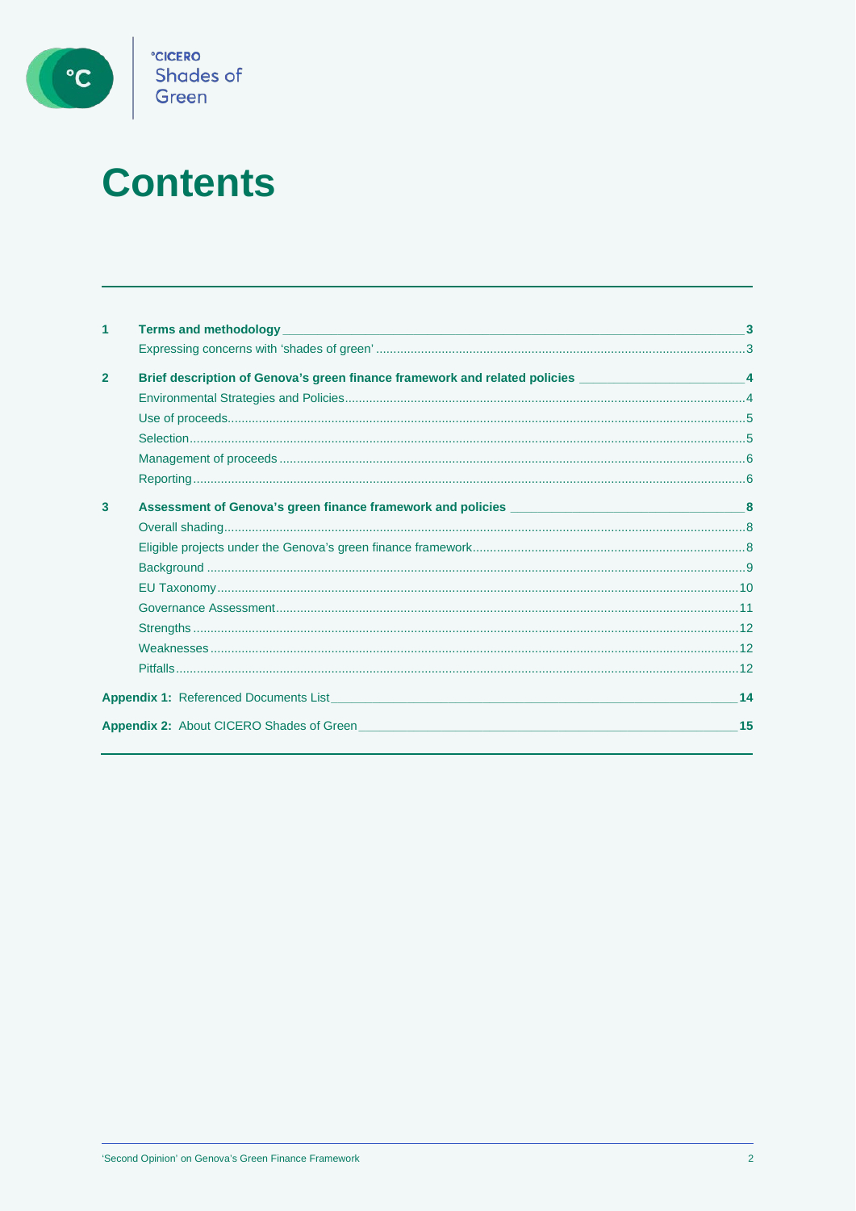# Contents

| | | |
|---|---|---|
| **1** | **Terms and methodology** | **3** |
| | Expressing concerns with 'shades of green' | 3 |
| **2** | **Brief description of Genova's green finance framework and related policies** | **4** |
| | Environmental Strategies and Policies | 4 |
| | Use of proceeds | 5 |
| | Selection | 5 |
| | Management of proceeds | 6 |
| | Reporting | 6 |
| **3** | **Assessment of Genova's green finance framework and policies** | **8** |
| | Overall shading | 8 |
| | Eligible projects under the Genova's green finance framework | 8 |
| | Background | 9 |
| | EU Taxonomy | 10 |
| | Governance Assessment | 11 |
| | Strengths | 12 |
| | Weaknesses | 12 |
| | Pitfalls | 12 |
| **Appendix 1:** | Referenced Documents List | **14** |
| **Appendix 2:** | About CICERO Shades of Green | **15** |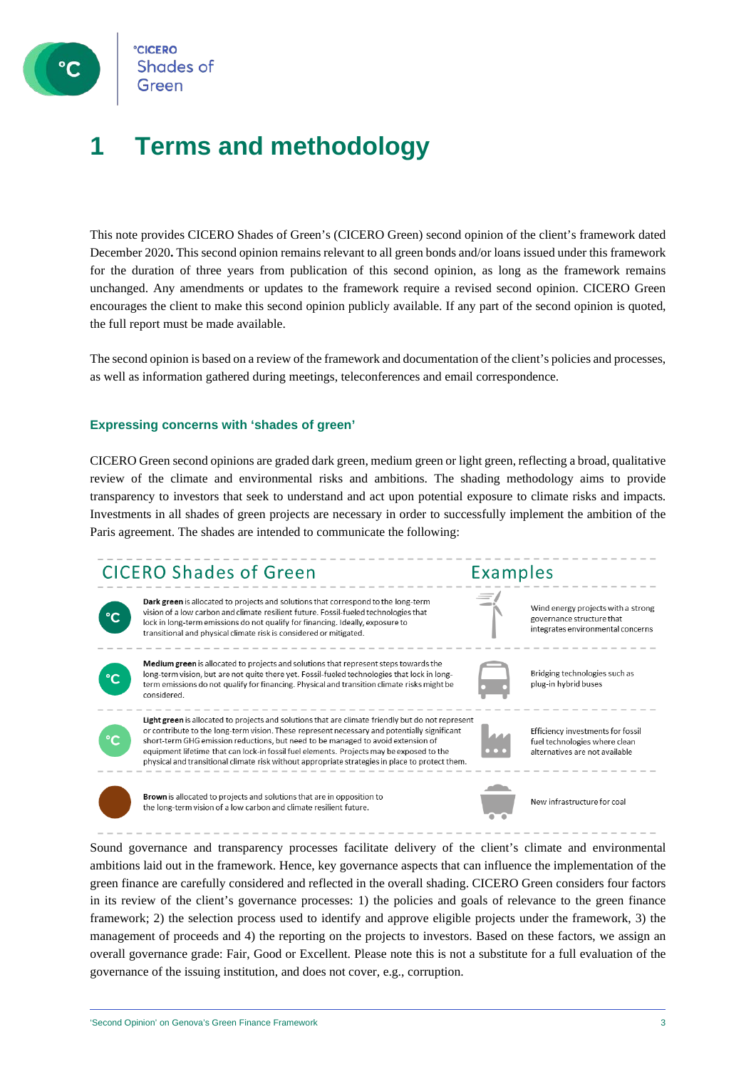# 1 Terms and methodology

This note provides CICERO Shades of Green's (CICERO Green) second opinion of the client's framework dated December 2020**.** This second opinion remains relevant to all green bonds and/or loans issued under this framework for the duration of three years from publication of this second opinion, as long as the framework remains unchanged. Any amendments or updates to the framework require a revised second opinion. CICERO Green encourages the client to make this second opinion publicly available. If any part of the second opinion is quoted, the full report must be made available.

The second opinion is based on a review of the framework and documentation of the client's policies and processes, as well as information gathered during meetings, teleconferences and email correspondence.

### Expressing concerns with 'shades of green'

CICERO Green second opinions are graded dark green, medium green or light green, reflecting a broad, qualitative review of the climate and environmental risks and ambitions. The shading methodology aims to provide transparency to investors that seek to understand and act upon potential exposure to climate risks and impacts. Investments in all shades of green projects are necessary in order to successfully implement the ambition of the Paris agreement. The shades are intended to communicate the following:

| CICERO Shades of Green | Examples |
| --- | --- |
| **Dark green** is allocated to projects and solutions that correspond to the long-term vision of a low carbon and climate resilient future. Fossil-fueled technologies that lock in long-term emissions do not qualify for financing. Ideally, exposure to transitional and physical climate risk is considered or mitigated. | Wind energy projects with a strong governance structure that integrates environmental concerns |
| **Medium green** is allocated to projects and solutions that represent steps towards the long-term vision, but are not quite there yet. Fossil-fueled technologies that lock in long-term emissions do not qualify for financing. Physical and transition climate risks might be considered. | Bridging technologies such as plug-in hybrid buses |
| **Light green** is allocated to projects and solutions that are climate friendly but do not represent or contribute to the long-term vision. These represent necessary and potentially significant short-term GHG emission reductions, but need to be managed to avoid extension of equipment lifetime that can lock-in fossil fuel elements. Projects may be exposed to the physical and transitional climate risk without appropriate strategies in place to protect them. | Efficiency investments for fossil fuel technologies where clean alternatives are not available |
| **Brown** is allocated to projects and solutions that are in opposition to the long-term vision of a low carbon and climate resilient future. | New infrastructure for coal |

Sound governance and transparency processes facilitate delivery of the client's climate and environmental ambitions laid out in the framework. Hence, key governance aspects that can influence the implementation of the green finance are carefully considered and reflected in the overall shading. CICERO Green considers four factors in its review of the client's governance processes: 1) the policies and goals of relevance to the green finance framework; 2) the selection process used to identify and approve eligible projects under the framework, 3) the management of proceeds and 4) the reporting on the projects to investors. Based on these factors, we assign an overall governance grade: Fair, Good or Excellent. Please note this is not a substitute for a full evaluation of the governance of the issuing institution, and does not cover, e.g., corruption.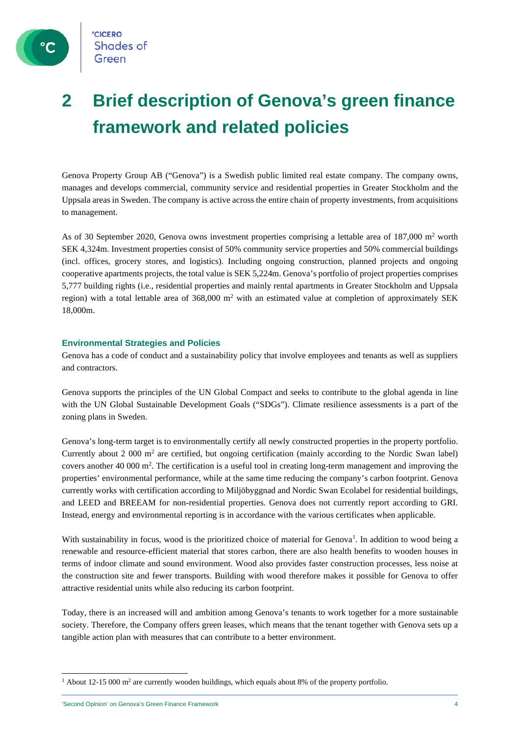## 2 Brief description of Genova's green finance framework and related policies

Genova Property Group AB ("Genova") is a Swedish public limited real estate company. The company owns, manages and develops commercial, community service and residential properties in Greater Stockholm and the Uppsala areas in Sweden. The company is active across the entire chain of property investments, from acquisitions to management.

As of 30 September 2020, Genova owns investment properties comprising a lettable area of 187,000 m$^2$ worth SEK 4,324m. Investment properties consist of 50% community service properties and 50% commercial buildings (incl. offices, grocery stores, and logistics). Including ongoing construction, planned projects and ongoing cooperative apartments projects, the total value is SEK 5,224m. Genova's portfolio of project properties comprises 5,777 building rights (i.e., residential properties and mainly rental apartments in Greater Stockholm and Uppsala region) with a total lettable area of 368,000 m$^2$ with an estimated value at completion of approximately SEK 18,000m.

### Environmental Strategies and Policies

Genova has a code of conduct and a sustainability policy that involve employees and tenants as well as suppliers and contractors.

Genova supports the principles of the UN Global Compact and seeks to contribute to the global agenda in line with the UN Global Sustainable Development Goals ("SDGs"). Climate resilience assessments is a part of the zoning plans in Sweden.

Genova's long-term target is to environmentally certify all newly constructed properties in the property portfolio. Currently about 2 000 m$^2$ are certified, but ongoing certification (mainly according to the Nordic Swan label) covers another 40 000 m$^2$. The certification is a useful tool in creating long-term management and improving the properties' environmental performance, while at the same time reducing the company's carbon footprint. Genova currently works with certification according to Miljöbyggnad and Nordic Swan Ecolabel for residential buildings, and LEED and BREEAM for non-residential properties. Genova does not currently report according to GRI. Instead, energy and environmental reporting is in accordance with the various certificates when applicable.

With sustainability in focus, wood is the prioritized choice of material for Genova[1]. In addition to wood being a renewable and resource-efficient material that stores carbon, there are also health benefits to wooden houses in terms of indoor climate and sound environment. Wood also provides faster construction processes, less noise at the construction site and fewer transports. Building with wood therefore makes it possible for Genova to offer attractive residential units while also reducing its carbon footprint.

Today, there is an increased will and ambition among Genova's tenants to work together for a more sustainable society. Therefore, the Company offers green leases, which means that the tenant together with Genova sets up a tangible action plan with measures that can contribute to a better environment.

---

[1] About 12-15 000 m$^2$ are currently wooden buildings, which equals about 8% of the property portfolio.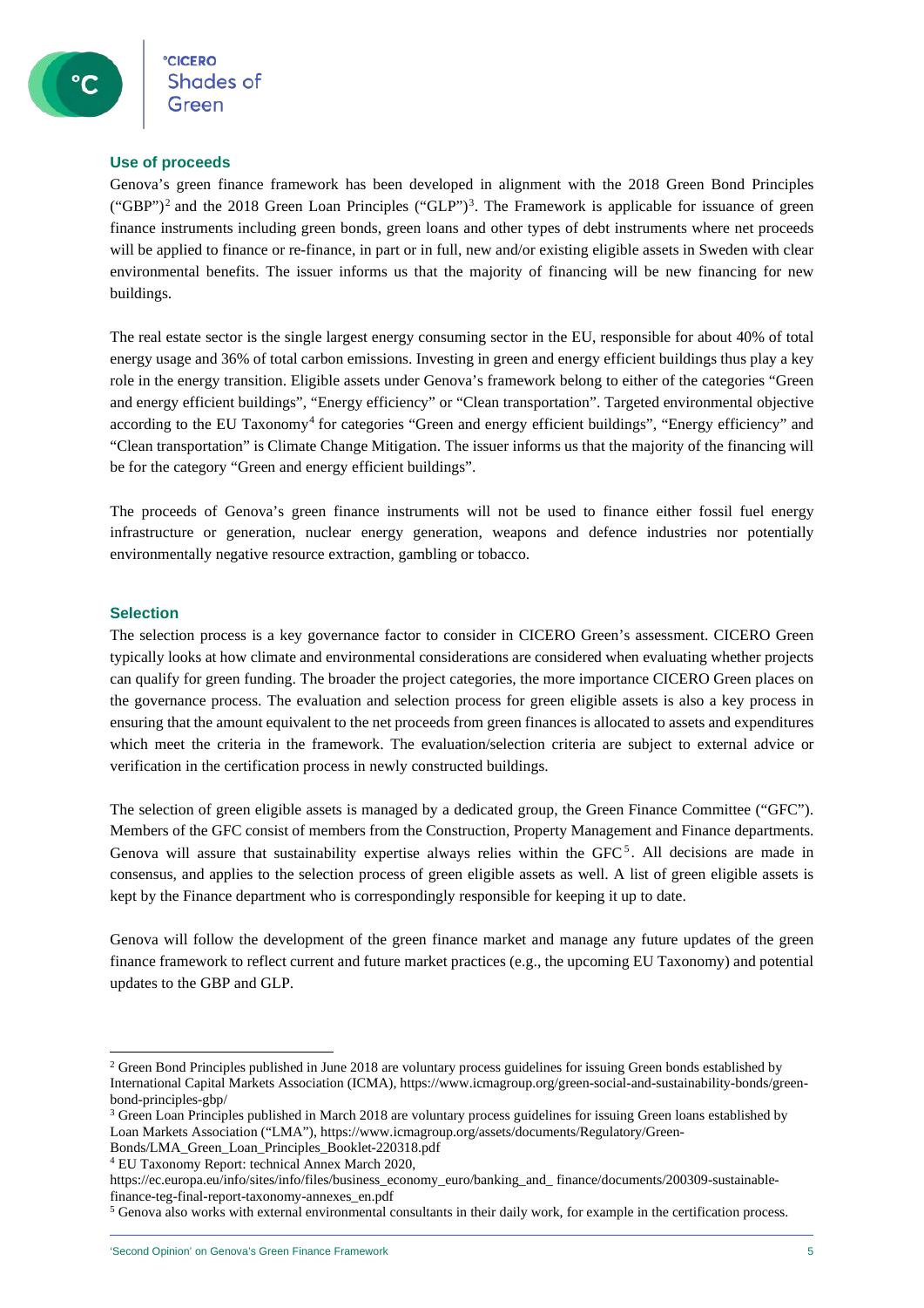## Use of proceeds

Genova's green finance framework has been developed in alignment with the 2018 Green Bond Principles ("GBP")[2] and the 2018 Green Loan Principles ("GLP")[3]. The Framework is applicable for issuance of green finance instruments including green bonds, green loans and other types of debt instruments where net proceeds will be applied to finance or re-finance, in part or in full, new and/or existing eligible assets in Sweden with clear environmental benefits. The issuer informs us that the majority of financing will be new financing for new buildings.

The real estate sector is the single largest energy consuming sector in the EU, responsible for about 40% of total energy usage and 36% of total carbon emissions. Investing in green and energy efficient buildings thus play a key role in the energy transition. Eligible assets under Genova's framework belong to either of the categories "Green and energy efficient buildings", "Energy efficiency" or "Clean transportation". Targeted environmental objective according to the EU Taxonomy[4] for categories "Green and energy efficient buildings", "Energy efficiency" and "Clean transportation" is Climate Change Mitigation. The issuer informs us that the majority of the financing will be for the category "Green and energy efficient buildings".

The proceeds of Genova's green finance instruments will not be used to finance either fossil fuel energy infrastructure or generation, nuclear energy generation, weapons and defence industries nor potentially environmentally negative resource extraction, gambling or tobacco.

## Selection

The selection process is a key governance factor to consider in CICERO Green's assessment. CICERO Green typically looks at how climate and environmental considerations are considered when evaluating whether projects can qualify for green funding. The broader the project categories, the more importance CICERO Green places on the governance process. The evaluation and selection process for green eligible assets is also a key process in ensuring that the amount equivalent to the net proceeds from green finances is allocated to assets and expenditures which meet the criteria in the framework. The evaluation/selection criteria are subject to external advice or verification in the certification process in newly constructed buildings.

The selection of green eligible assets is managed by a dedicated group, the Green Finance Committee ("GFC"). Members of the GFC consist of members from the Construction, Property Management and Finance departments. Genova will assure that sustainability expertise always relies within the GFC[5]. All decisions are made in consensus, and applies to the selection process of green eligible assets as well. A list of green eligible assets is kept by the Finance department who is correspondingly responsible for keeping it up to date.

Genova will follow the development of the green finance market and manage any future updates of the green finance framework to reflect current and future market practices (e.g., the upcoming EU Taxonomy) and potential updates to the GBP and GLP.

---

[2] Green Bond Principles published in June 2018 are voluntary process guidelines for issuing Green bonds established by International Capital Markets Association (ICMA), https://www.icmagroup.org/green-social-and-sustainability-bonds/green-bond-principles-gbp/

[3] Green Loan Principles published in March 2018 are voluntary process guidelines for issuing Green loans established by Loan Markets Association ("LMA"), https://www.icmagroup.org/assets/documents/Regulatory/Green-Bonds/LMA_Green_Loan_Principles_Booklet-220318.pdf

[4] EU Taxonomy Report: technical Annex March 2020, https://ec.europa.eu/info/sites/info/files/business_economy_euro/banking_and_ finance/documents/200309-sustainable-finance-teg-final-report-taxonomy-annexes_en.pdf

[5] Genova also works with external environmental consultants in their daily work, for example in the certification process.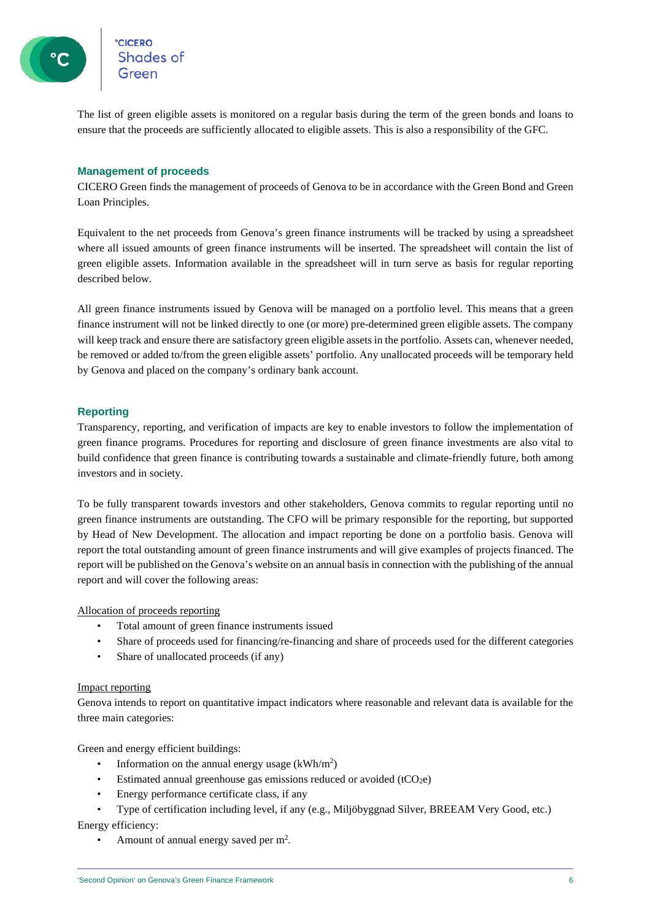The list of green eligible assets is monitored on a regular basis during the term of the green bonds and loans to ensure that the proceeds are sufficiently allocated to eligible assets. This is also a responsibility of the GFC.

### Management of proceeds

CICERO Green finds the management of proceeds of Genova to be in accordance with the Green Bond and Green Loan Principles.

Equivalent to the net proceeds from Genova's green finance instruments will be tracked by using a spreadsheet where all issued amounts of green finance instruments will be inserted. The spreadsheet will contain the list of green eligible assets. Information available in the spreadsheet will in turn serve as basis for regular reporting described below.

All green finance instruments issued by Genova will be managed on a portfolio level. This means that a green finance instrument will not be linked directly to one (or more) pre-determined green eligible assets. The company will keep track and ensure there are satisfactory green eligible assets in the portfolio. Assets can, whenever needed, be removed or added to/from the green eligible assets' portfolio. Any unallocated proceeds will be temporary held by Genova and placed on the company's ordinary bank account.

### Reporting

Transparency, reporting, and verification of impacts are key to enable investors to follow the implementation of green finance programs. Procedures for reporting and disclosure of green finance investments are also vital to build confidence that green finance is contributing towards a sustainable and climate-friendly future, both among investors and in society.

To be fully transparent towards investors and other stakeholders, Genova commits to regular reporting until no green finance instruments are outstanding. The CFO will be primary responsible for the reporting, but supported by Head of New Development. The allocation and impact reporting be done on a portfolio basis. Genova will report the total outstanding amount of green finance instruments and will give examples of projects financed. The report will be published on the Genova's website on an annual basis in connection with the publishing of the annual report and will cover the following areas:

Allocation of proceeds reporting

- Total amount of green finance instruments issued
- Share of proceeds used for financing/re-financing and share of proceeds used for the different categories
- Share of unallocated proceeds (if any)

Impact reporting

Genova intends to report on quantitative impact indicators where reasonable and relevant data is available for the three main categories:

Green and energy efficient buildings:

- Information on the annual energy usage (kWh/$m^2$)
- Estimated annual greenhouse gas emissions reduced or avoided ($tCO_2e$)
- Energy performance certificate class, if any
- Type of certification including level, if any (e.g., Miljöbyggnad Silver, BREEAM Very Good, etc.)

Energy efficiency:

- Amount of annual energy saved per $m^2$.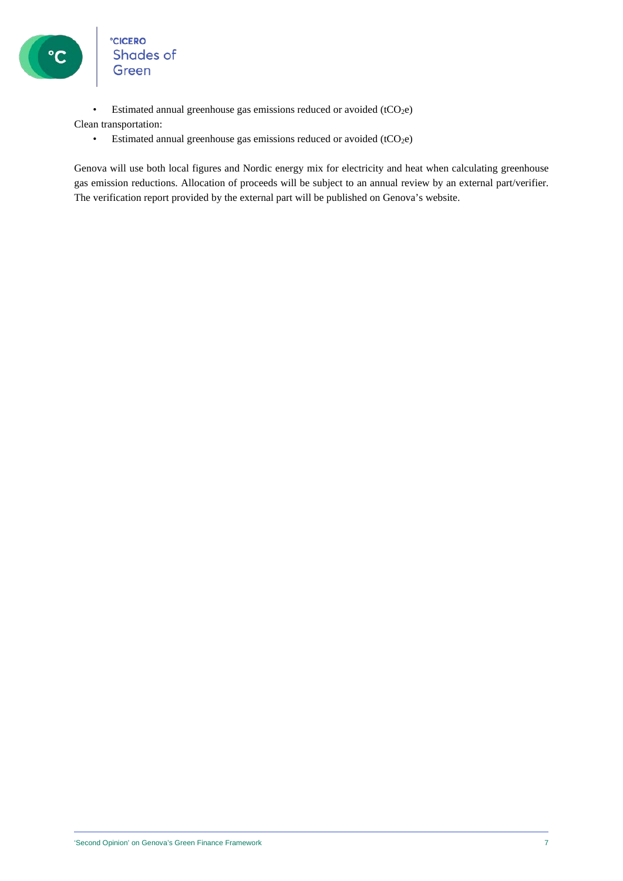- Estimated annual greenhouse gas emissions reduced or avoided ($tCO_2e$)

Clean transportation:

- Estimated annual greenhouse gas emissions reduced or avoided ($tCO_2e$)

Genova will use both local figures and Nordic energy mix for electricity and heat when calculating greenhouse gas emission reductions. Allocation of proceeds will be subject to an annual review by an external part/verifier. The verification report provided by the external part will be published on Genova's website.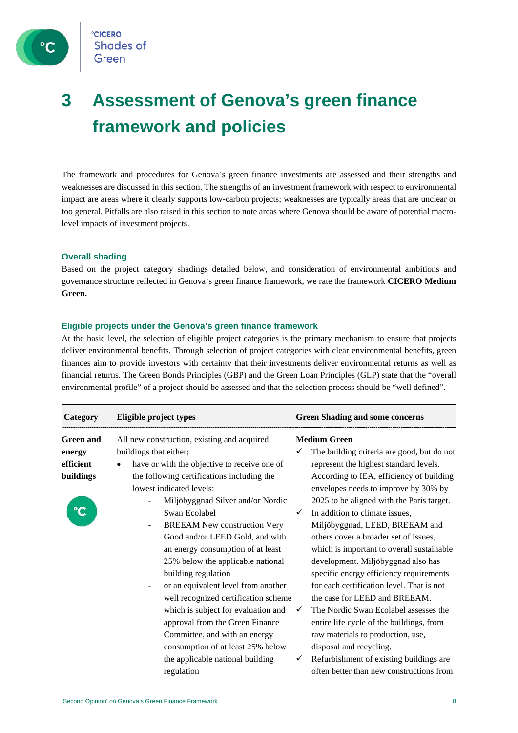# 3 Assessment of Genova's green finance framework and policies

The framework and procedures for Genova's green finance investments are assessed and their strengths and weaknesses are discussed in this section. The strengths of an investment framework with respect to environmental impact are areas where it clearly supports low-carbon projects; weaknesses are typically areas that are unclear or too general. Pitfalls are also raised in this section to note areas where Genova should be aware of potential macro-level impacts of investment projects.

### Overall shading

Based on the project category shadings detailed below, and consideration of environmental ambitions and governance structure reflected in Genova's green finance framework, we rate the framework **CICERO Medium Green.**

### Eligible projects under the Genova's green finance framework

At the basic level, the selection of eligible project categories is the primary mechanism to ensure that projects deliver environmental benefits. Through selection of project categories with clear environmental benefits, green finances aim to provide investors with certainty that their investments deliver environmental returns as well as financial returns. The Green Bonds Principles (GBP) and the Green Loan Principles (GLP) state that the "overall environmental profile" of a project should be assessed and that the selection process should be "well defined".

| Category | Eligible project types | Green Shading and some concerns |
|---|---|---|
| **Green and energy efficient buildings** | All new construction, existing and acquired buildings that either;<br>• have or with the objective to receive one of the following certifications including the lowest indicated levels:<br>- Miljöbyggnad Silver and/or Nordic Swan Ecolabel<br>- BREEAM New construction Very Good and/or LEED Gold, and with an energy consumption of at least 25% below the applicable national building regulation<br>- or an equivalent level from another well recognized certification scheme which is subject for evaluation and approval from the Green Finance Committee, and with an energy consumption of at least 25% below the applicable national building regulation | **Medium Green**<br>✓ The building criteria are good, but do not represent the highest standard levels. According to IEA, efficiency of building envelopes needs to improve by 30% by 2025 to be aligned with the Paris target.<br>✓ In addition to climate issues, Miljöbyggnad, LEED, BREEAM and others cover a broader set of issues, which is important to overall sustainable development. Miljöbyggnad also has specific energy efficiency requirements for each certification level. That is not the case for LEED and BREEAM.<br>✓ The Nordic Swan Ecolabel assesses the entire life cycle of the buildings, from raw materials to production, use, disposal and recycling.<br>✓ Refurbishment of existing buildings are often better than new constructions from |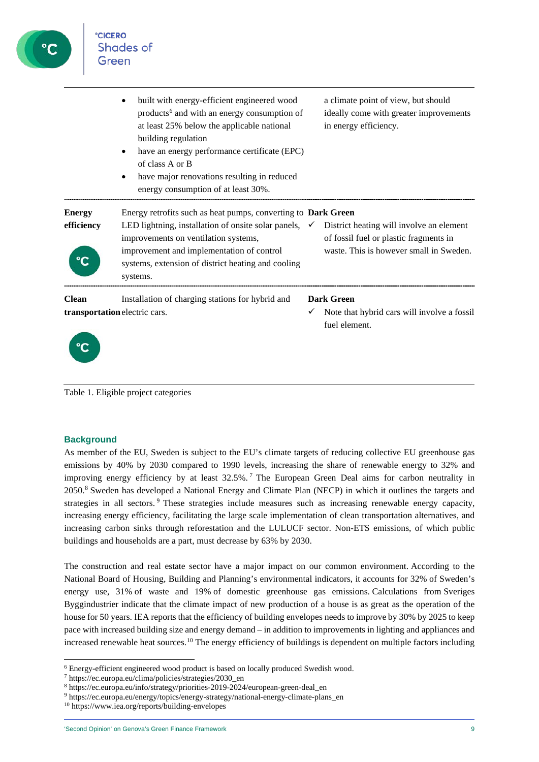| | | |
|---|---|---|
| | • built with energy-efficient engineered wood products[6] and with an energy consumption of at least 25% below the applicable national building regulation<br>• have an energy performance certificate (EPC) of class A or B<br>• have major renovations resulting in reduced energy consumption of at least 30%. | a climate point of view, but should ideally come with greater improvements in energy efficiency. |
| **Energy efficiency** | Energy retrofits such as heat pumps, converting to LED lightning, installation of onsite solar panels, improvements on ventilation systems, improvement and implementation of control systems, extension of district heating and cooling systems. | **Dark Green**<br>✓ District heating will involve an element of fossil fuel or plastic fragments in waste. This is however small in Sweden. |
| **Clean transportation** | Installation of charging stations for hybrid and electric cars. | **Dark Green**<br>✓ Note that hybrid cars will involve a fossil fuel element. |

Table 1. Eligible project categories

## Background

As member of the EU, Sweden is subject to the EU's climate targets of reducing collective EU greenhouse gas emissions by 40% by 2030 compared to 1990 levels, increasing the share of renewable energy to 32% and improving energy efficiency by at least 32.5%.[7] The European Green Deal aims for carbon neutrality in 2050.[8] Sweden has developed a National Energy and Climate Plan (NECP) in which it outlines the targets and strategies in all sectors.[9] These strategies include measures such as increasing renewable energy capacity, increasing energy efficiency, facilitating the large scale implementation of clean transportation alternatives, and increasing carbon sinks through reforestation and the LULUCF sector. Non-ETS emissions, of which public buildings and households are a part, must decrease by 63% by 2030.

The construction and real estate sector have a major impact on our common environment. According to the National Board of Housing, Building and Planning's environmental indicators, it accounts for 32% of Sweden's energy use, 31% of waste and 19% of domestic greenhouse gas emissions. Calculations from Sveriges Byggindustrier indicate that the climate impact of new production of a house is as great as the operation of the house for 50 years. IEA reports that the efficiency of building envelopes needs to improve by 30% by 2025 to keep pace with increased building size and energy demand – in addition to improvements in lighting and appliances and increased renewable heat sources.[10] The energy efficiency of buildings is dependent on multiple factors including

---

[6] Energy-efficient engineered wood product is based on locally produced Swedish wood.
[7] https://ec.europa.eu/clima/policies/strategies/2030_en
[8] https://ec.europa.eu/info/strategy/priorities-2019-2024/european-green-deal_en
[9] https://ec.europa.eu/energy/topics/energy-strategy/national-energy-climate-plans_en
[10] https://www.iea.org/reports/building-envelopes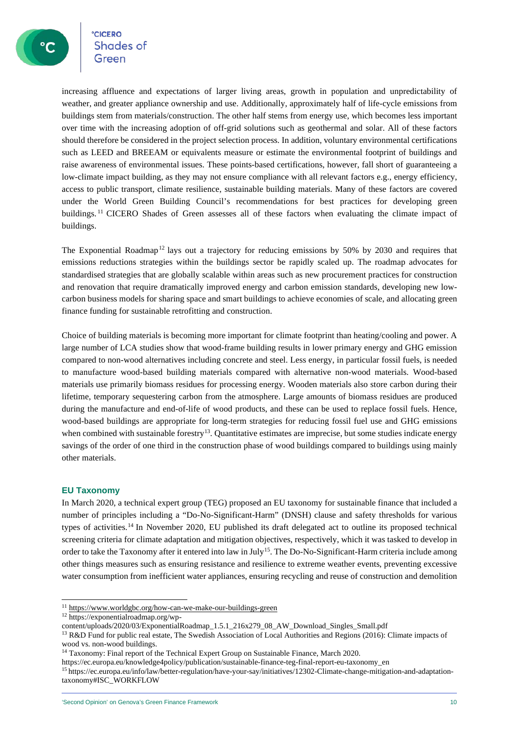increasing affluence and expectations of larger living areas, growth in population and unpredictability of weather, and greater appliance ownership and use. Additionally, approximately half of life-cycle emissions from buildings stem from materials/construction. The other half stems from energy use, which becomes less important over time with the increasing adoption of off-grid solutions such as geothermal and solar. All of these factors should therefore be considered in the project selection process. In addition, voluntary environmental certifications such as LEED and BREEAM or equivalents measure or estimate the environmental footprint of buildings and raise awareness of environmental issues. These points-based certifications, however, fall short of guaranteeing a low-climate impact building, as they may not ensure compliance with all relevant factors e.g., energy efficiency, access to public transport, climate resilience, sustainable building materials. Many of these factors are covered under the World Green Building Council's recommendations for best practices for developing green buildings.[11] CICERO Shades of Green assesses all of these factors when evaluating the climate impact of buildings.

The Exponential Roadmap[12] lays out a trajectory for reducing emissions by 50% by 2030 and requires that emissions reductions strategies within the buildings sector be rapidly scaled up. The roadmap advocates for standardised strategies that are globally scalable within areas such as new procurement practices for construction and renovation that require dramatically improved energy and carbon emission standards, developing new low-carbon business models for sharing space and smart buildings to achieve economies of scale, and allocating green finance funding for sustainable retrofitting and construction.

Choice of building materials is becoming more important for climate footprint than heating/cooling and power. A large number of LCA studies show that wood-frame building results in lower primary energy and GHG emission compared to non-wood alternatives including concrete and steel. Less energy, in particular fossil fuels, is needed to manufacture wood-based building materials compared with alternative non-wood materials. Wood-based materials use primarily biomass residues for processing energy. Wooden materials also store carbon during their lifetime, temporary sequestering carbon from the atmosphere. Large amounts of biomass residues are produced during the manufacture and end-of-life of wood products, and these can be used to replace fossil fuels. Hence, wood-based buildings are appropriate for long-term strategies for reducing fossil fuel use and GHG emissions when combined with sustainable forestry[13]. Quantitative estimates are imprecise, but some studies indicate energy savings of the order of one third in the construction phase of wood buildings compared to buildings using mainly other materials.

### EU Taxonomy

In March 2020, a technical expert group (TEG) proposed an EU taxonomy for sustainable finance that included a number of principles including a "Do-No-Significant-Harm" (DNSH) clause and safety thresholds for various types of activities.[14] In November 2020, EU published its draft delegated act to outline its proposed technical screening criteria for climate adaptation and mitigation objectives, respectively, which it was tasked to develop in order to take the Taxonomy after it entered into law in July[15]. The Do-No-Significant-Harm criteria include among other things measures such as ensuring resistance and resilience to extreme weather events, preventing excessive water consumption from inefficient water appliances, ensuring recycling and reuse of construction and demolition

---

[11] https://www.worldgbc.org/how-can-we-make-our-buildings-green

[12] https://exponentialroadmap.org/wp-content/uploads/2020/03/ExponentialRoadmap_1.5.1_216x279_08_AW_Download_Singles_Small.pdf

[13] R&D Fund for public real estate, The Swedish Association of Local Authorities and Regions (2016): Climate impacts of wood vs. non-wood buildings.

[14] Taxonomy: Final report of the Technical Expert Group on Sustainable Finance, March 2020. https://ec.europa.eu/knowledge4policy/publication/sustainable-finance-teg-final-report-eu-taxonomy_en

[15] https://ec.europa.eu/info/law/better-regulation/have-your-say/initiatives/12302-Climate-change-mitigation-and-adaptation-taxonomy#ISC_WORKFLOW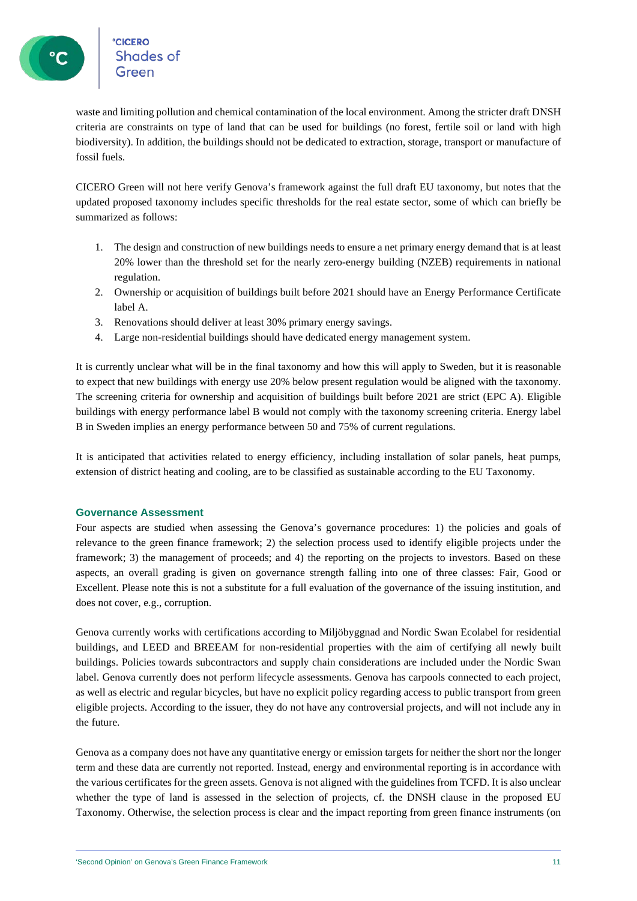waste and limiting pollution and chemical contamination of the local environment. Among the stricter draft DNSH criteria are constraints on type of land that can be used for buildings (no forest, fertile soil or land with high biodiversity). In addition, the buildings should not be dedicated to extraction, storage, transport or manufacture of fossil fuels.

CICERO Green will not here verify Genova's framework against the full draft EU taxonomy, but notes that the updated proposed taxonomy includes specific thresholds for the real estate sector, some of which can briefly be summarized as follows:

1. The design and construction of new buildings needs to ensure a net primary energy demand that is at least 20% lower than the threshold set for the nearly zero-energy building (NZEB) requirements in national regulation.
2. Ownership or acquisition of buildings built before 2021 should have an Energy Performance Certificate label A.
3. Renovations should deliver at least 30% primary energy savings.
4. Large non-residential buildings should have dedicated energy management system.

It is currently unclear what will be in the final taxonomy and how this will apply to Sweden, but it is reasonable to expect that new buildings with energy use 20% below present regulation would be aligned with the taxonomy. The screening criteria for ownership and acquisition of buildings built before 2021 are strict (EPC A). Eligible buildings with energy performance label B would not comply with the taxonomy screening criteria. Energy label B in Sweden implies an energy performance between 50 and 75% of current regulations.

It is anticipated that activities related to energy efficiency, including installation of solar panels, heat pumps, extension of district heating and cooling, are to be classified as sustainable according to the EU Taxonomy.

### Governance Assessment

Four aspects are studied when assessing the Genova's governance procedures: 1) the policies and goals of relevance to the green finance framework; 2) the selection process used to identify eligible projects under the framework; 3) the management of proceeds; and 4) the reporting on the projects to investors. Based on these aspects, an overall grading is given on governance strength falling into one of three classes: Fair, Good or Excellent. Please note this is not a substitute for a full evaluation of the governance of the issuing institution, and does not cover, e.g., corruption.

Genova currently works with certifications according to Miljöbyggnad and Nordic Swan Ecolabel for residential buildings, and LEED and BREEAM for non-residential properties with the aim of certifying all newly built buildings. Policies towards subcontractors and supply chain considerations are included under the Nordic Swan label. Genova currently does not perform lifecycle assessments. Genova has carpools connected to each project, as well as electric and regular bicycles, but have no explicit policy regarding access to public transport from green eligible projects. According to the issuer, they do not have any controversial projects, and will not include any in the future.

Genova as a company does not have any quantitative energy or emission targets for neither the short nor the longer term and these data are currently not reported. Instead, energy and environmental reporting is in accordance with the various certificates for the green assets. Genova is not aligned with the guidelines from TCFD. It is also unclear whether the type of land is assessed in the selection of projects, cf. the DNSH clause in the proposed EU Taxonomy. Otherwise, the selection process is clear and the impact reporting from green finance instruments (on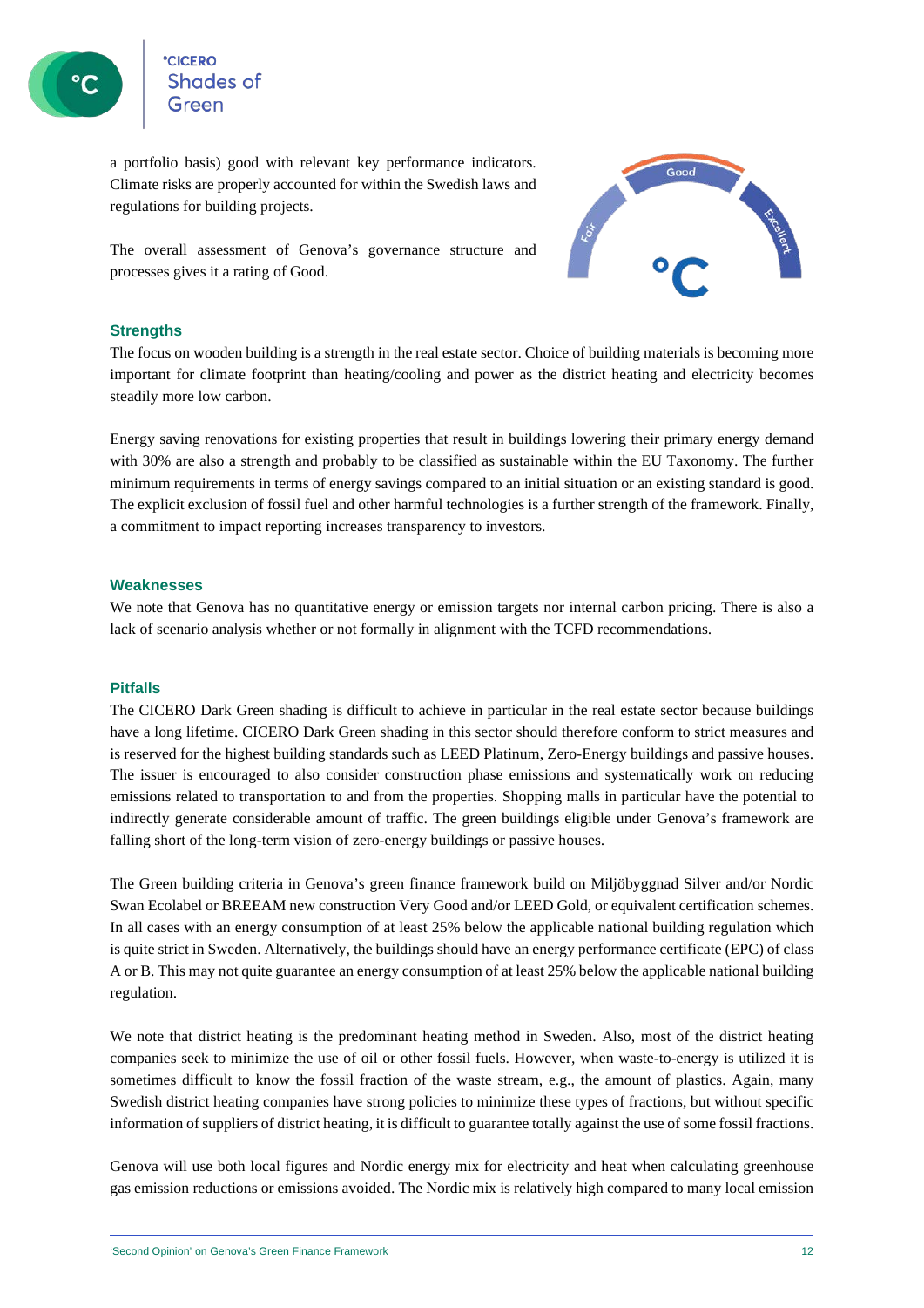a portfolio basis) good with relevant key performance indicators. Climate risks are properly accounted for within the Swedish laws and regulations for building projects.

The overall assessment of Genova's governance structure and processes gives it a rating of Good.

### Strengths

The focus on wooden building is a strength in the real estate sector. Choice of building materials is becoming more important for climate footprint than heating/cooling and power as the district heating and electricity becomes steadily more low carbon.

Energy saving renovations for existing properties that result in buildings lowering their primary energy demand with 30% are also a strength and probably to be classified as sustainable within the EU Taxonomy. The further minimum requirements in terms of energy savings compared to an initial situation or an existing standard is good. The explicit exclusion of fossil fuel and other harmful technologies is a further strength of the framework. Finally, a commitment to impact reporting increases transparency to investors.

### Weaknesses

We note that Genova has no quantitative energy or emission targets nor internal carbon pricing. There is also a lack of scenario analysis whether or not formally in alignment with the TCFD recommendations.

### Pitfalls

The CICERO Dark Green shading is difficult to achieve in particular in the real estate sector because buildings have a long lifetime. CICERO Dark Green shading in this sector should therefore conform to strict measures and is reserved for the highest building standards such as LEED Platinum, Zero-Energy buildings and passive houses. The issuer is encouraged to also consider construction phase emissions and systematically work on reducing emissions related to transportation to and from the properties. Shopping malls in particular have the potential to indirectly generate considerable amount of traffic. The green buildings eligible under Genova's framework are falling short of the long-term vision of zero-energy buildings or passive houses.

The Green building criteria in Genova's green finance framework build on Miljöbyggnad Silver and/or Nordic Swan Ecolabel or BREEAM new construction Very Good and/or LEED Gold, or equivalent certification schemes. In all cases with an energy consumption of at least 25% below the applicable national building regulation which is quite strict in Sweden. Alternatively, the buildings should have an energy performance certificate (EPC) of class A or B. This may not quite guarantee an energy consumption of at least 25% below the applicable national building regulation.

We note that district heating is the predominant heating method in Sweden. Also, most of the district heating companies seek to minimize the use of oil or other fossil fuels. However, when waste-to-energy is utilized it is sometimes difficult to know the fossil fraction of the waste stream, e.g., the amount of plastics. Again, many Swedish district heating companies have strong policies to minimize these types of fractions, but without specific information of suppliers of district heating, it is difficult to guarantee totally against the use of some fossil fractions.

Genova will use both local figures and Nordic energy mix for electricity and heat when calculating greenhouse gas emission reductions or emissions avoided. The Nordic mix is relatively high compared to many local emission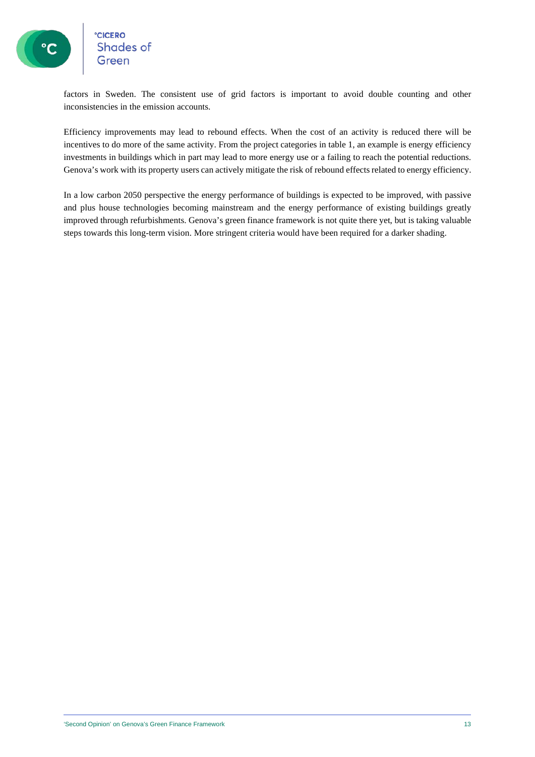factors in Sweden. The consistent use of grid factors is important to avoid double counting and other inconsistencies in the emission accounts.

Efficiency improvements may lead to rebound effects. When the cost of an activity is reduced there will be incentives to do more of the same activity. From the project categories in table 1, an example is energy efficiency investments in buildings which in part may lead to more energy use or a failing to reach the potential reductions. Genova's work with its property users can actively mitigate the risk of rebound effects related to energy efficiency.

In a low carbon 2050 perspective the energy performance of buildings is expected to be improved, with passive and plus house technologies becoming mainstream and the energy performance of existing buildings greatly improved through refurbishments. Genova's green finance framework is not quite there yet, but is taking valuable steps towards this long-term vision. More stringent criteria would have been required for a darker shading.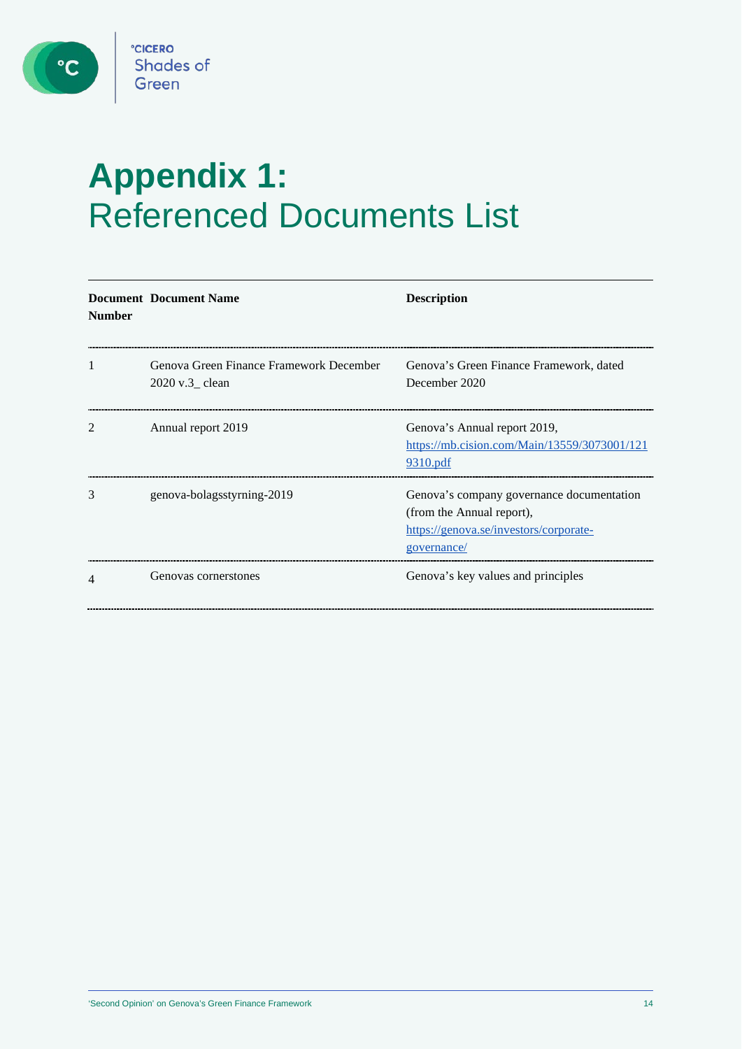# Appendix 1: Referenced Documents List

| Document Number | Document Name | Description |
|---|---|---|
| 1 | Genova Green Finance Framework December 2020 v.3_ clean | Genova's Green Finance Framework, dated December 2020 |
| 2 | Annual report 2019 | Genova's Annual report 2019, https://mb.cision.com/Main/13559/3073001/1219310.pdf |
| 3 | genova-bolagsstyrning-2019 | Genova's company governance documentation (from the Annual report), https://genova.se/investors/corporate-governance/ |
| 4 | Genovas cornerstones | Genova's key values and principles |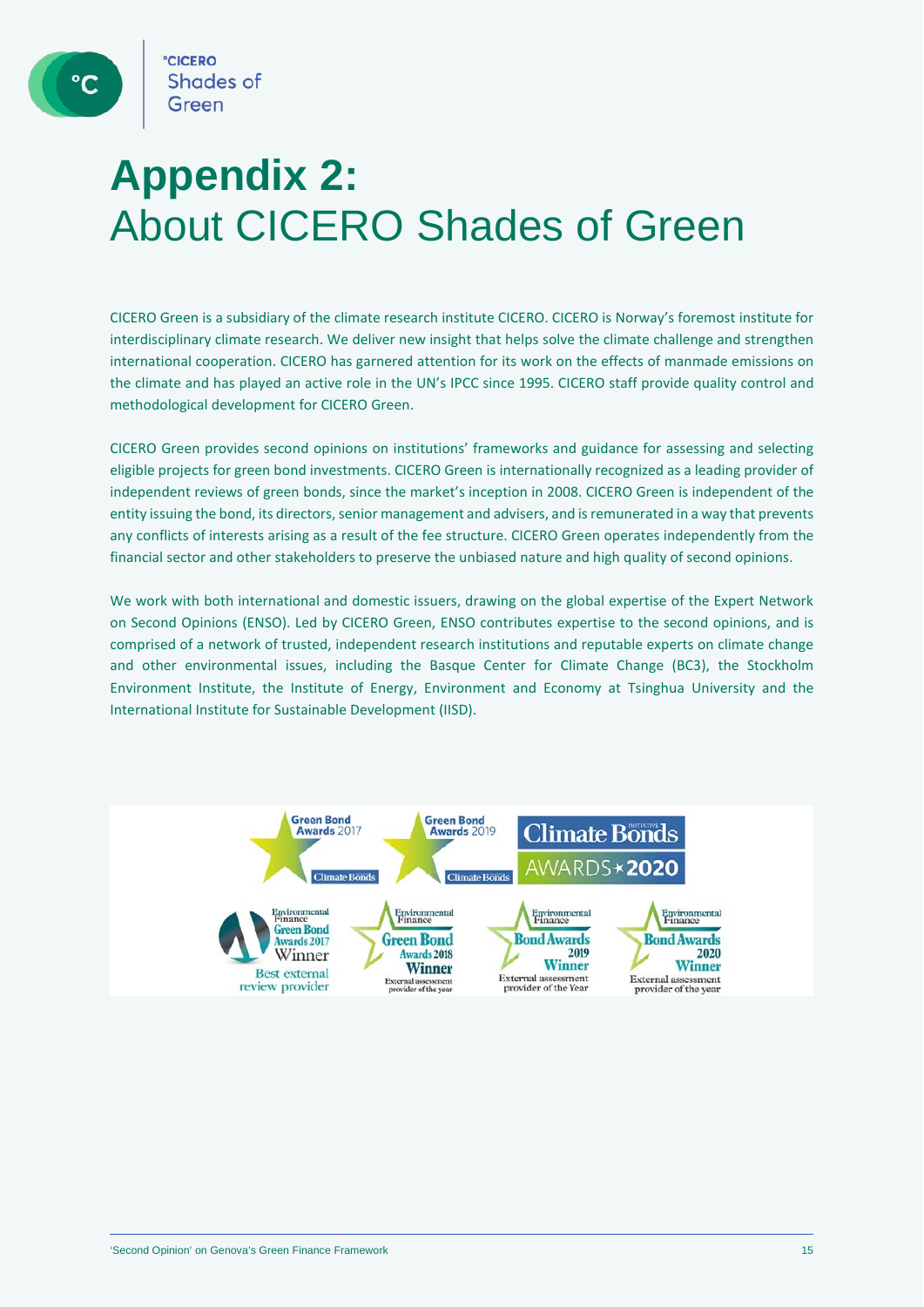# Appendix 2: About CICERO Shades of Green

CICERO Green is a subsidiary of the climate research institute CICERO. CICERO is Norway's foremost institute for interdisciplinary climate research. We deliver new insight that helps solve the climate challenge and strengthen international cooperation. CICERO has garnered attention for its work on the effects of manmade emissions on the climate and has played an active role in the UN's IPCC since 1995. CICERO staff provide quality control and methodological development for CICERO Green.

CICERO Green provides second opinions on institutions' frameworks and guidance for assessing and selecting eligible projects for green bond investments. CICERO Green is internationally recognized as a leading provider of independent reviews of green bonds, since the market's inception in 2008. CICERO Green is independent of the entity issuing the bond, its directors, senior management and advisers, and is remunerated in a way that prevents any conflicts of interests arising as a result of the fee structure. CICERO Green operates independently from the financial sector and other stakeholders to preserve the unbiased nature and high quality of second opinions.

We work with both international and domestic issuers, drawing on the global expertise of the Expert Network on Second Opinions (ENSO). Led by CICERO Green, ENSO contributes expertise to the second opinions, and is comprised of a network of trusted, independent research institutions and reputable experts on climate change and other environmental issues, including the Basque Center for Climate Change (BC3), the Stockholm Environment Institute, the Institute of Energy, Environment and Economy at Tsinghua University and the International Institute for Sustainable Development (IISD).

Green Bond Awards 2017 Climate Bonds
Green Bond Awards 2019 Climate Bonds
Climate Bonds Initiative AWARDS 2020

Environmental Finance Green Bond Awards 2017 Winner Best external review provider
Environmental Finance Green Bond Awards 2018 Winner External assessment provider of the year
Environmental Finance Bond Awards 2019 Winner External assessment provider of the Year
Environmental Finance Bond Awards 2020 Winner External assessment provider of the year